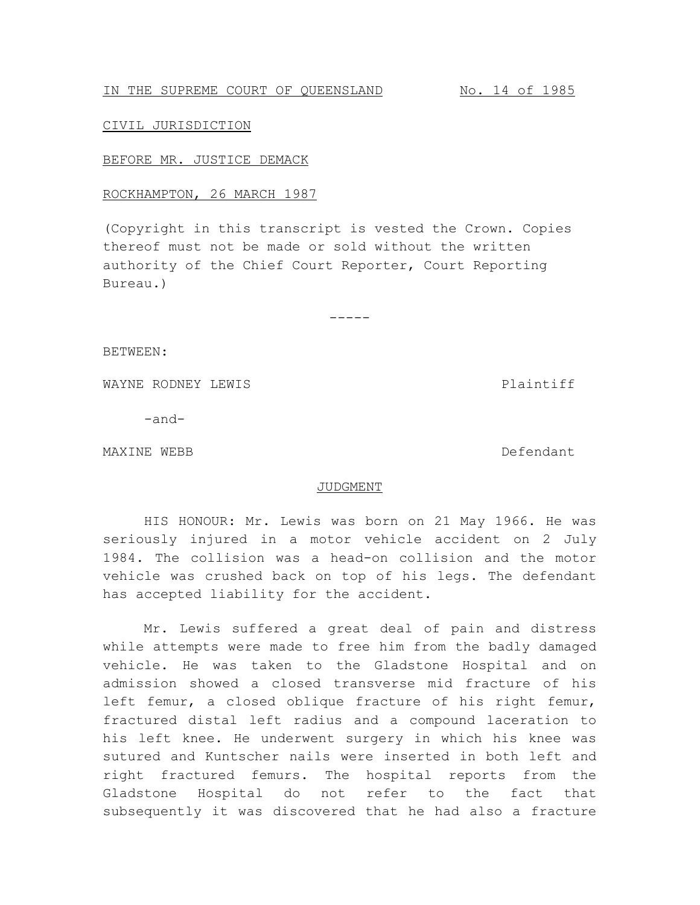IN THE SUPREME COURT OF QUEENSLAND No. 14 of 1985

CIVIL JURISDICTION

BEFORE MR. JUSTICE DEMACK

ROCKHAMPTON, 26 MARCH 1987

(Copyright in this transcript is vested the Crown. Copies thereof must not be made or sold without the written authority of the Chief Court Reporter, Court Reporting Bureau.)

-----

BETWEEN:

WAYNE RODNEY LEWIS Plaintiff

-and-

MAXINE WEBB Defendant

## JUDGMENT

HIS HONOUR: Mr. Lewis was born on 21 May 1966. He was seriously injured in a motor vehicle accident on 2 July 1984. The collision was a head-on collision and the motor vehicle was crushed back on top of his legs. The defendant has accepted liability for the accident.

Mr. Lewis suffered a great deal of pain and distress while attempts were made to free him from the badly damaged vehicle. He was taken to the Gladstone Hospital and on admission showed a closed transverse mid fracture of his left femur, a closed oblique fracture of his right femur, fractured distal left radius and a compound laceration to his left knee. He underwent surgery in which his knee was sutured and Kuntscher nails were inserted in both left and right fractured femurs. The hospital reports from the Gladstone Hospital do not refer to the fact that subsequently it was discovered that he had also a fracture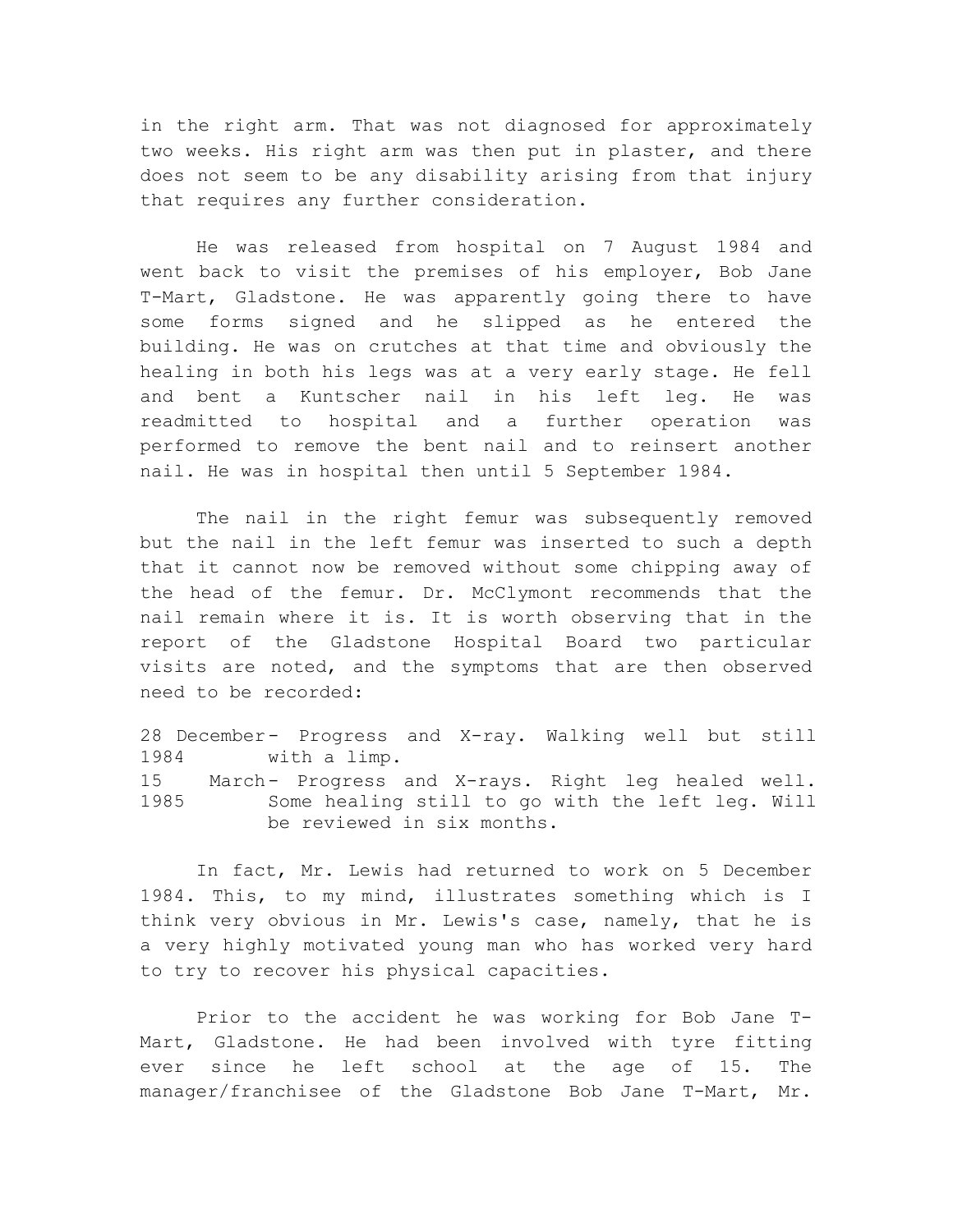in the right arm. That was not diagnosed for approximately two weeks. His right arm was then put in plaster, and there does not seem to be any disability arising from that injury that requires any further consideration.

He was released from hospital on 7 August 1984 and went back to visit the premises of his employer, Bob Jane T-Mart, Gladstone. He was apparently going there to have some forms signed and he slipped as he entered the building. He was on crutches at that time and obviously the healing in both his legs was at a very early stage. He fell and bent a Kuntscher nail in his left leg. He was readmitted to hospital and a further operation was performed to remove the bent nail and to reinsert another nail. He was in hospital then until 5 September 1984.

The nail in the right femur was subsequently removed but the nail in the left femur was inserted to such a depth that it cannot now be removed without some chipping away of the head of the femur. Dr. McClymont recommends that the nail remain where it is. It is worth observing that in the report of the Gladstone Hospital Board two particular visits are noted, and the symptoms that are then observed need to be recorded:

| | |
|---|---|
| 28 December 1984 | - Progress and X-ray. Walking well but still with a limp. |
| 15 March 1985 | - Progress and X-rays. Right leg healed well. Some healing still to go with the left leg. Will be reviewed in six months. |

In fact, Mr. Lewis had returned to work on 5 December 1984. This, to my mind, illustrates something which is I think very obvious in Mr. Lewis's case, namely, that he is a very highly motivated young man who has worked very hard to try to recover his physical capacities.

Prior to the accident he was working for Bob Jane T-Mart, Gladstone. He had been involved with tyre fitting ever since he left school at the age of 15. The manager/franchisee of the Gladstone Bob Jane T-Mart, Mr.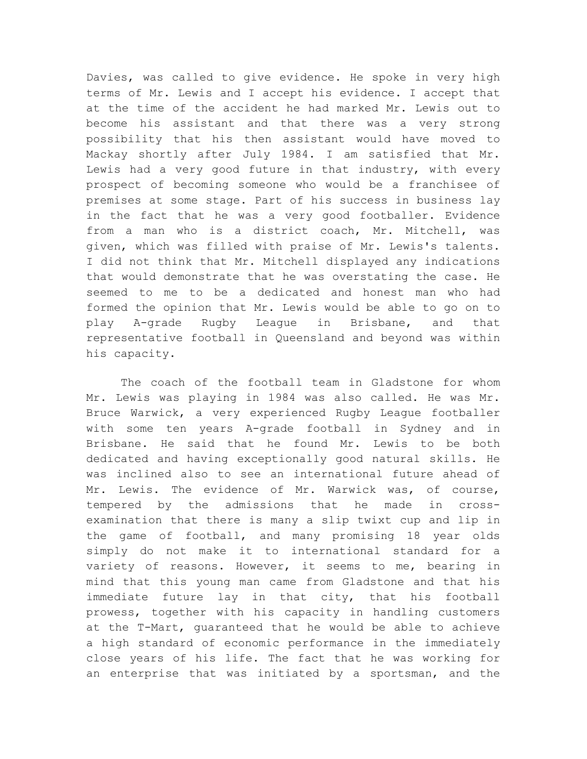Davies, was called to give evidence. He spoke in very high terms of Mr. Lewis and I accept his evidence. I accept that at the time of the accident he had marked Mr. Lewis out to become his assistant and that there was a very strong possibility that his then assistant would have moved to Mackay shortly after July 1984. I am satisfied that Mr. Lewis had a very good future in that industry, with every prospect of becoming someone who would be a franchisee of premises at some stage. Part of his success in business lay in the fact that he was a very good footballer. Evidence from a man who is a district coach, Mr. Mitchell, was given, which was filled with praise of Mr. Lewis's talents. I did not think that Mr. Mitchell displayed any indications that would demonstrate that he was overstating the case. He seemed to me to be a dedicated and honest man who had formed the opinion that Mr. Lewis would be able to go on to play A-grade Rugby League in Brisbane, and that representative football in Queensland and beyond was within his capacity.

The coach of the football team in Gladstone for whom Mr. Lewis was playing in 1984 was also called. He was Mr. Bruce Warwick, a very experienced Rugby League footballer with some ten years A-grade football in Sydney and in Brisbane. He said that he found Mr. Lewis to be both dedicated and having exceptionally good natural skills. He was inclined also to see an international future ahead of Mr. Lewis. The evidence of Mr. Warwick was, of course, tempered by the admissions that he made in cross-examination that there is many a slip twixt cup and lip in the game of football, and many promising 18 year olds simply do not make it to international standard for a variety of reasons. However, it seems to me, bearing in mind that this young man came from Gladstone and that his immediate future lay in that city, that his football prowess, together with his capacity in handling customers at the T-Mart, guaranteed that he would be able to achieve a high standard of economic performance in the immediately close years of his life. The fact that he was working for an enterprise that was initiated by a sportsman, and the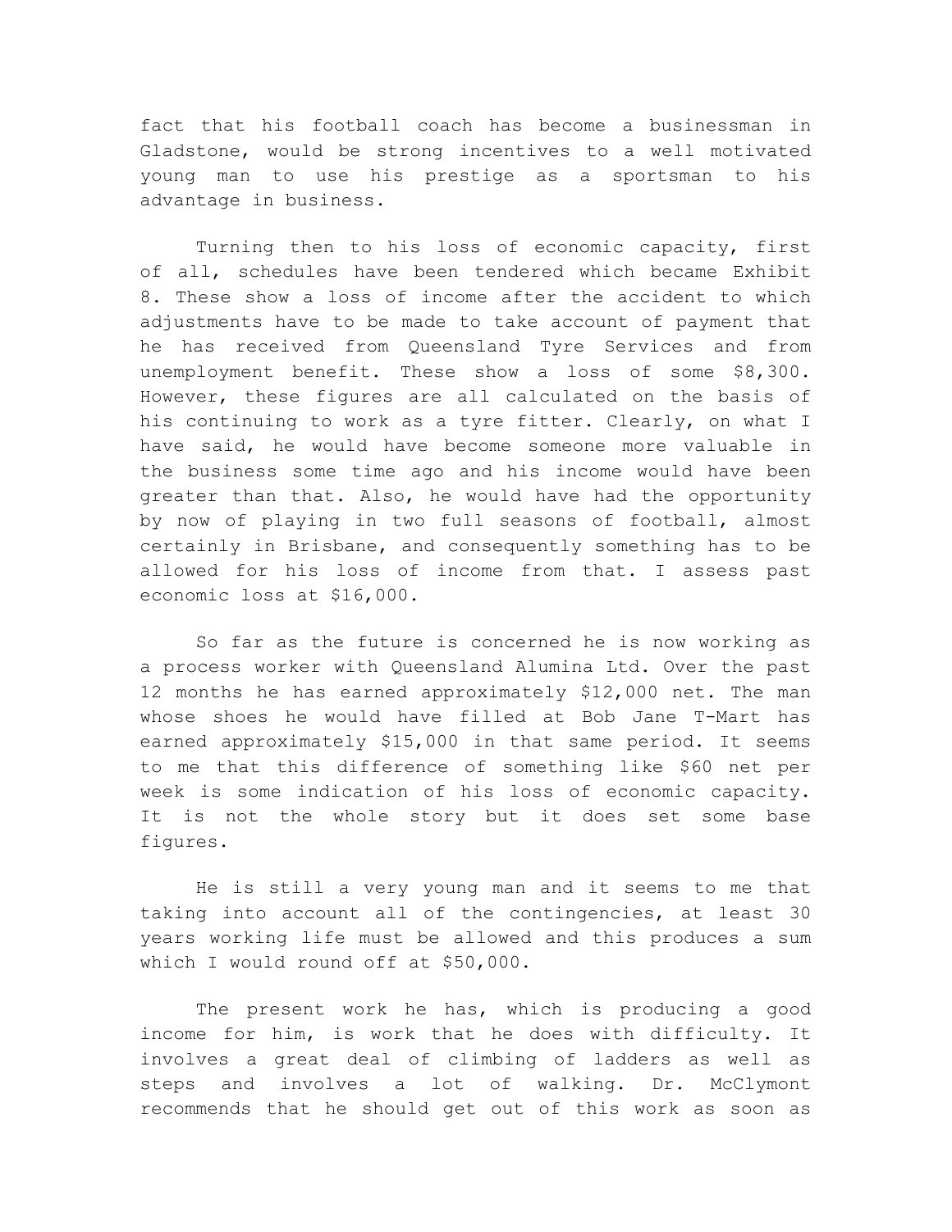fact that his football coach has become a businessman in Gladstone, would be strong incentives to a well motivated young man to use his prestige as a sportsman to his advantage in business.

Turning then to his loss of economic capacity, first of all, schedules have been tendered which became Exhibit 8. These show a loss of income after the accident to which adjustments have to be made to take account of payment that he has received from Queensland Tyre Services and from unemployment benefit. These show a loss of some $8,300. However, these figures are all calculated on the basis of his continuing to work as a tyre fitter. Clearly, on what I have said, he would have become someone more valuable in the business some time ago and his income would have been greater than that. Also, he would have had the opportunity by now of playing in two full seasons of football, almost certainly in Brisbane, and consequently something has to be allowed for his loss of income from that. I assess past economic loss at $16,000.

So far as the future is concerned he is now working as a process worker with Queensland Alumina Ltd. Over the past 12 months he has earned approximately $12,000 net. The man whose shoes he would have filled at Bob Jane T-Mart has earned approximately $15,000 in that same period. It seems to me that this difference of something like $60 net per week is some indication of his loss of economic capacity. It is not the whole story but it does set some base figures.

He is still a very young man and it seems to me that taking into account all of the contingencies, at least 30 years working life must be allowed and this produces a sum which I would round off at $50,000.

The present work he has, which is producing a good income for him, is work that he does with difficulty. It involves a great deal of climbing of ladders as well as steps and involves a lot of walking. Dr. McClymont recommends that he should get out of this work as soon as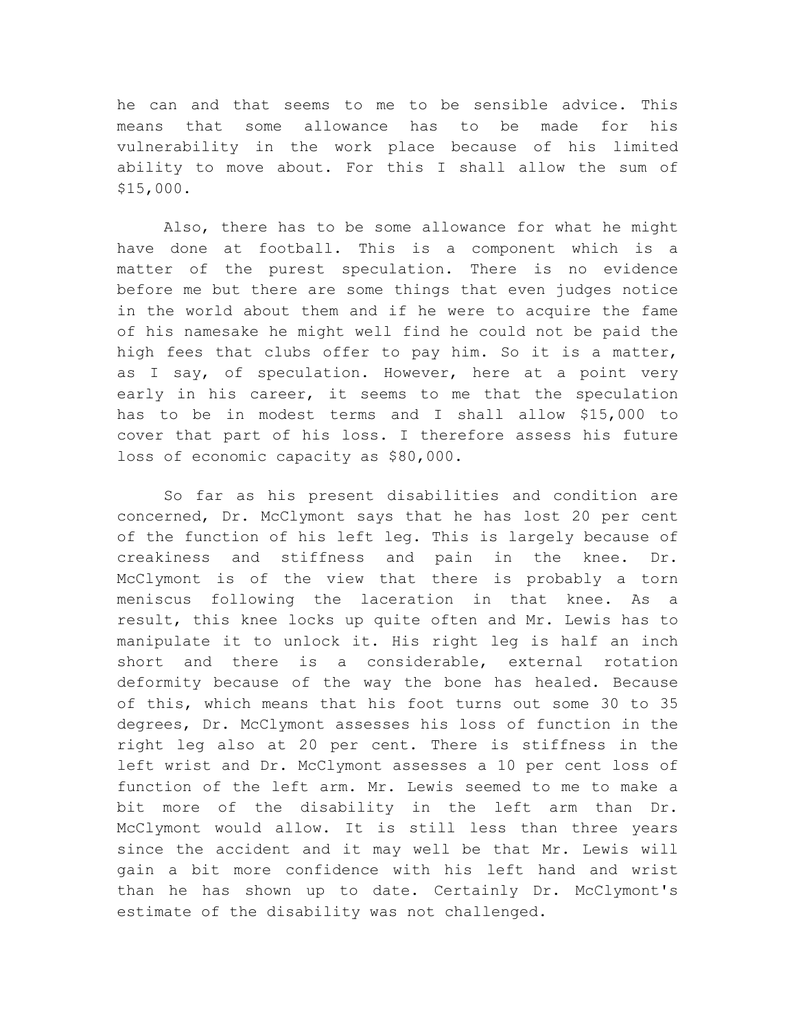he can and that seems to me to be sensible advice. This means that some allowance has to be made for his vulnerability in the work place because of his limited ability to move about. For this I shall allow the sum of $15,000.

Also, there has to be some allowance for what he might have done at football. This is a component which is a matter of the purest speculation. There is no evidence before me but there are some things that even judges notice in the world about them and if he were to acquire the fame of his namesake he might well find he could not be paid the high fees that clubs offer to pay him. So it is a matter, as I say, of speculation. However, here at a point very early in his career, it seems to me that the speculation has to be in modest terms and I shall allow $15,000 to cover that part of his loss. I therefore assess his future loss of economic capacity as $80,000.

So far as his present disabilities and condition are concerned, Dr. McClymont says that he has lost 20 per cent of the function of his left leg. This is largely because of creakiness and stiffness and pain in the knee. Dr. McClymont is of the view that there is probably a torn meniscus following the laceration in that knee. As a result, this knee locks up quite often and Mr. Lewis has to manipulate it to unlock it. His right leg is half an inch short and there is a considerable, external rotation deformity because of the way the bone has healed. Because of this, which means that his foot turns out some 30 to 35 degrees, Dr. McClymont assesses his loss of function in the right leg also at 20 per cent. There is stiffness in the left wrist and Dr. McClymont assesses a 10 per cent loss of function of the left arm. Mr. Lewis seemed to me to make a bit more of the disability in the left arm than Dr. McClymont would allow. It is still less than three years since the accident and it may well be that Mr. Lewis will gain a bit more confidence with his left hand and wrist than he has shown up to date. Certainly Dr. McClymont's estimate of the disability was not challenged.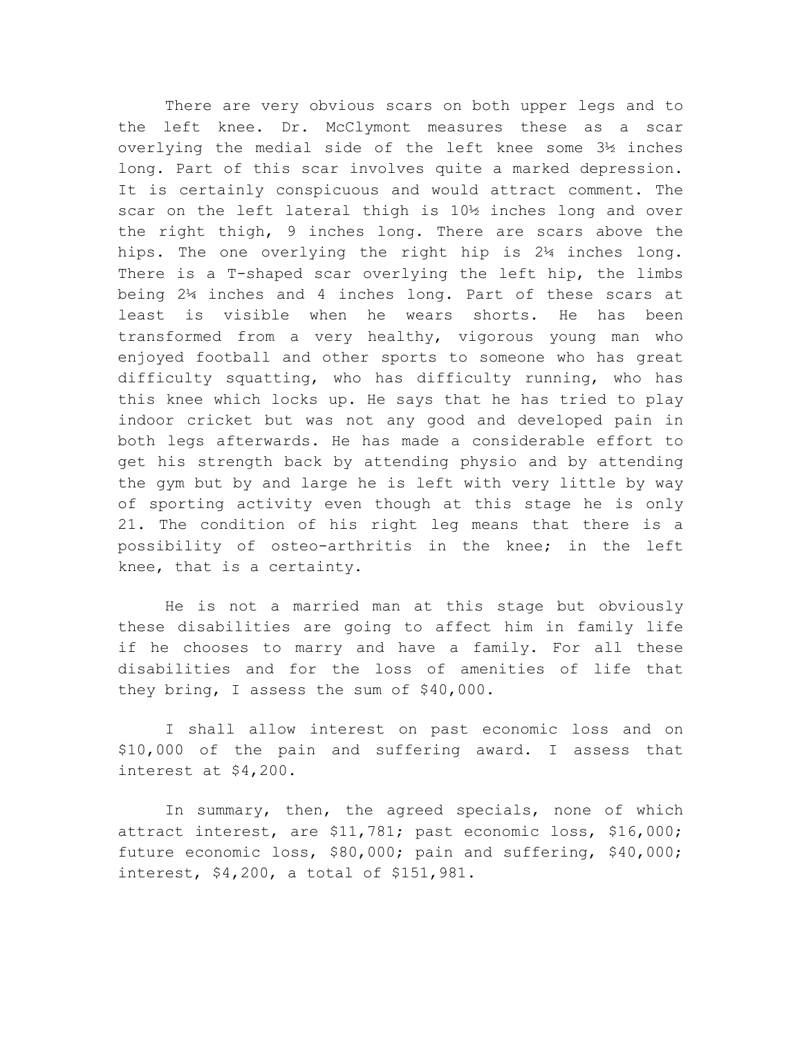There are very obvious scars on both upper legs and to the left knee. Dr. McClymont measures these as a scar overlying the medial side of the left knee some 3½ inches long. Part of this scar involves quite a marked depression. It is certainly conspicuous and would attract comment. The scar on the left lateral thigh is 10½ inches long and over the right thigh, 9 inches long. There are scars above the hips. The one overlying the right hip is 2¼ inches long. There is a T-shaped scar overlying the left hip, the limbs being 2¼ inches and 4 inches long. Part of these scars at least is visible when he wears shorts. He has been transformed from a very healthy, vigorous young man who enjoyed football and other sports to someone who has great difficulty squatting, who has difficulty running, who has this knee which locks up. He says that he has tried to play indoor cricket but was not any good and developed pain in both legs afterwards. He has made a considerable effort to get his strength back by attending physio and by attending the gym but by and large he is left with very little by way of sporting activity even though at this stage he is only 21. The condition of his right leg means that there is a possibility of osteo-arthritis in the knee; in the left knee, that is a certainty.

He is not a married man at this stage but obviously these disabilities are going to affect him in family life if he chooses to marry and have a family. For all these disabilities and for the loss of amenities of life that they bring, I assess the sum of $40,000.

I shall allow interest on past economic loss and on $10,000 of the pain and suffering award. I assess that interest at $4,200.

In summary, then, the agreed specials, none of which attract interest, are $11,781; past economic loss, $16,000; future economic loss, $80,000; pain and suffering, $40,000; interest, $4,200, a total of $151,981.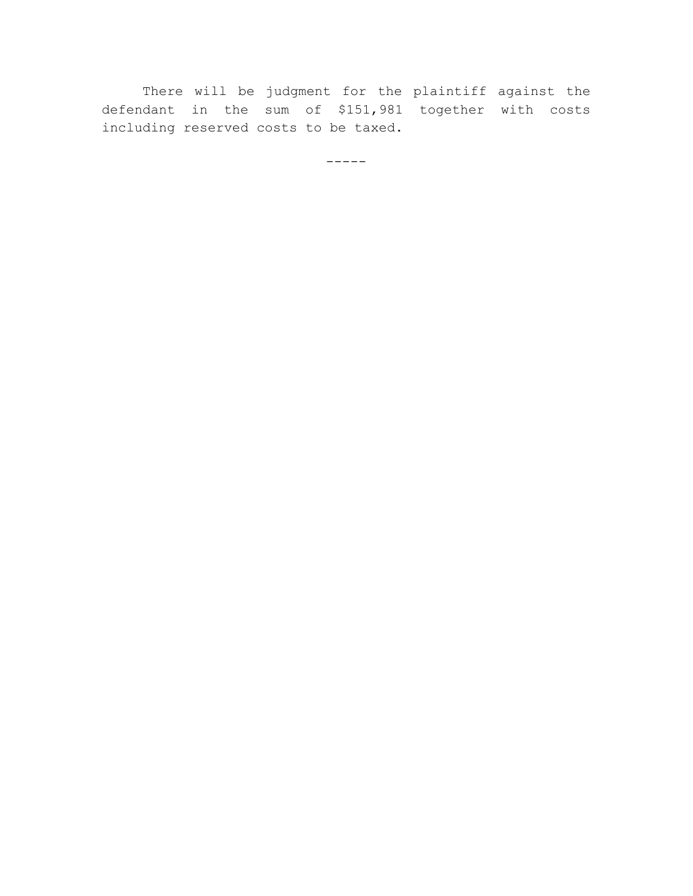There will be judgment for the plaintiff against the defendant in the sum of $151,981 together with costs including reserved costs to be taxed.

-----